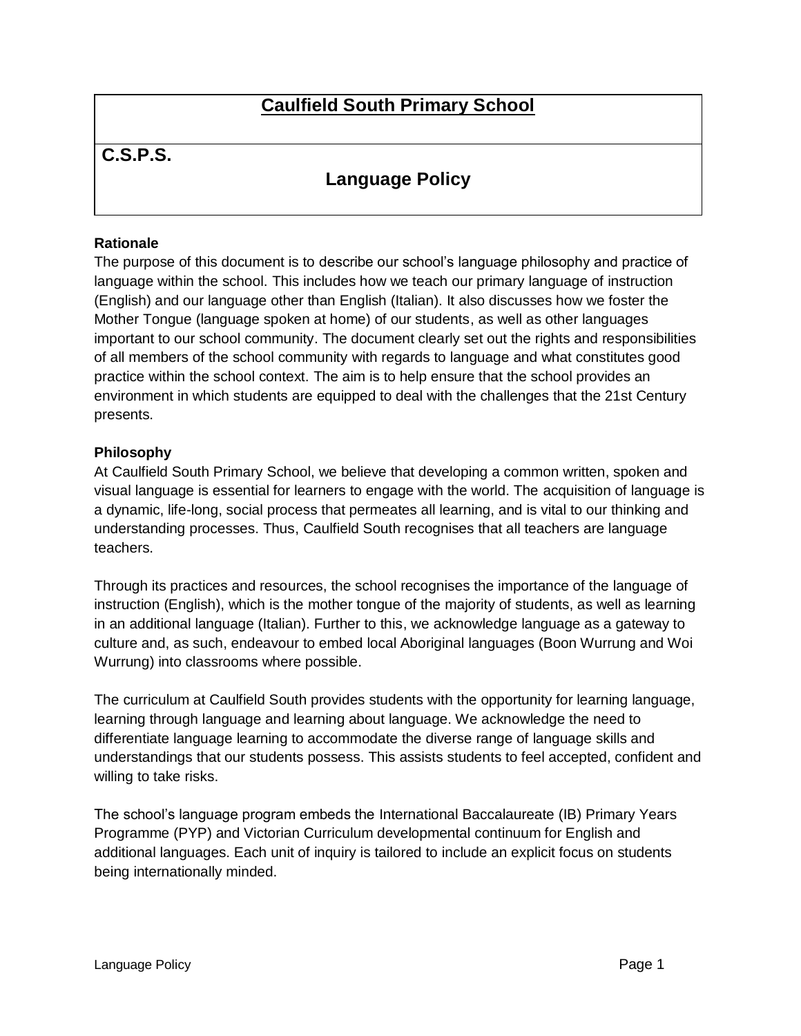# Caulfield South Primary School

**C.S.P.S.**

## Language Policy

**Rationale**

The purpose of this document is to describe our school's language philosophy and practice of language within the school. This includes how we teach our primary language of instruction (English) and our language other than English (Italian). It also discusses how we foster the Mother Tongue (language spoken at home) of our students, as well as other languages important to our school community. The document clearly set out the rights and responsibilities of all members of the school community with regards to language and what constitutes good practice within the school context. The aim is to help ensure that the school provides an environment in which students are equipped to deal with the challenges that the 21st Century presents.

**Philosophy**

At Caulfield South Primary School, we believe that developing a common written, spoken and visual language is essential for learners to engage with the world. The acquisition of language is a dynamic, life-long, social process that permeates all learning, and is vital to our thinking and understanding processes. Thus, Caulfield South recognises that all teachers are language teachers.

Through its practices and resources, the school recognises the importance of the language of instruction (English), which is the mother tongue of the majority of students, as well as learning in an additional language (Italian). Further to this, we acknowledge language as a gateway to culture and, as such, endeavour to embed local Aboriginal languages (Boon Wurrung and Woi Wurrung) into classrooms where possible.

The curriculum at Caulfield South provides students with the opportunity for learning language, learning through language and learning about language. We acknowledge the need to differentiate language learning to accommodate the diverse range of language skills and understandings that our students possess. This assists students to feel accepted, confident and willing to take risks.

The school's language program embeds the International Baccalaureate (IB) Primary Years Programme (PYP) and Victorian Curriculum developmental continuum for English and additional languages. Each unit of inquiry is tailored to include an explicit focus on students being internationally minded.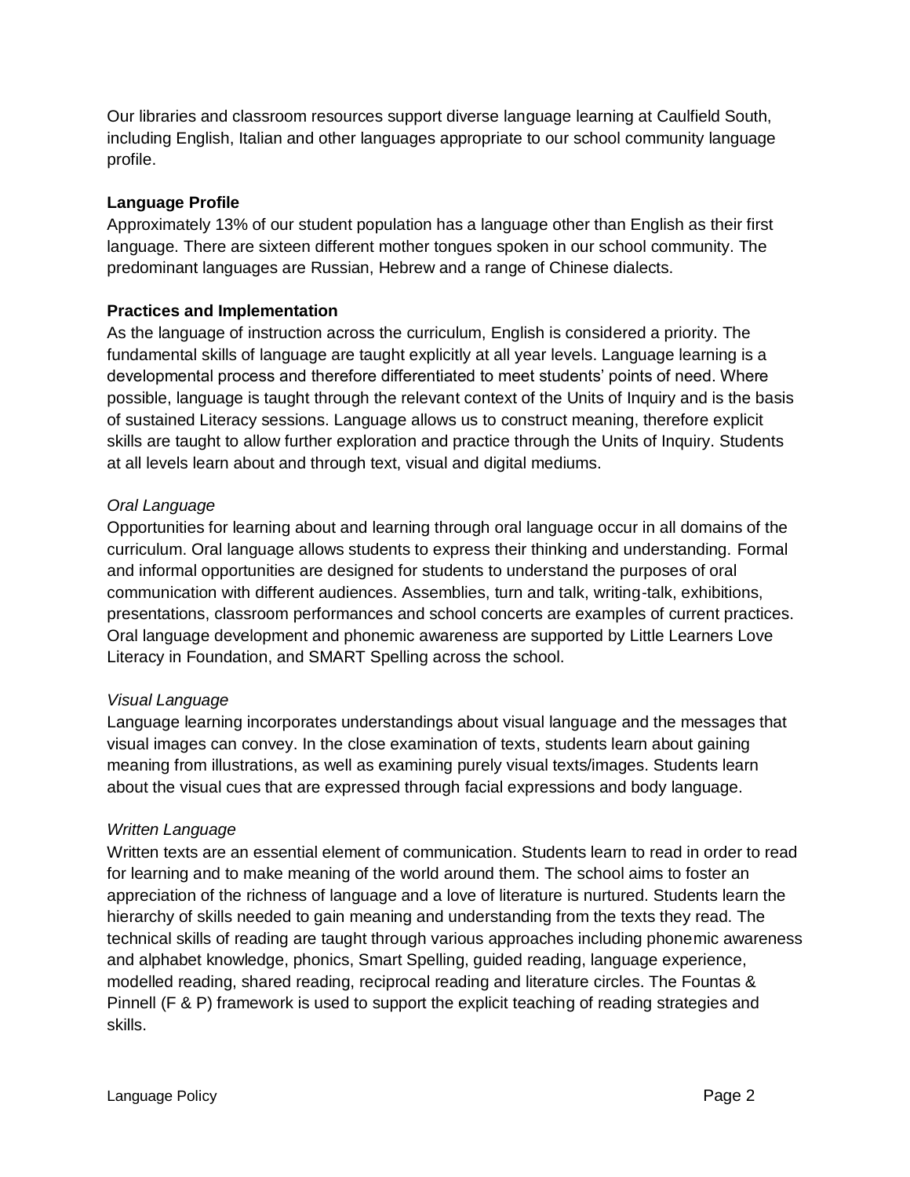Our libraries and classroom resources support diverse language learning at Caulfield South, including English, Italian and other languages appropriate to our school community language profile.

**Language Profile**

Approximately 13% of our student population has a language other than English as their first language. There are sixteen different mother tongues spoken in our school community. The predominant languages are Russian, Hebrew and a range of Chinese dialects.

**Practices and Implementation**

As the language of instruction across the curriculum, English is considered a priority. The fundamental skills of language are taught explicitly at all year levels. Language learning is a developmental process and therefore differentiated to meet students' points of need. Where possible, language is taught through the relevant context of the Units of Inquiry and is the basis of sustained Literacy sessions. Language allows us to construct meaning, therefore explicit skills are taught to allow further exploration and practice through the Units of Inquiry. Students at all levels learn about and through text, visual and digital mediums.

*Oral Language*

Opportunities for learning about and learning through oral language occur in all domains of the curriculum. Oral language allows students to express their thinking and understanding. Formal and informal opportunities are designed for students to understand the purposes of oral communication with different audiences. Assemblies, turn and talk, writing-talk, exhibitions, presentations, classroom performances and school concerts are examples of current practices. Oral language development and phonemic awareness are supported by Little Learners Love Literacy in Foundation, and SMART Spelling across the school.

*Visual Language*

Language learning incorporates understandings about visual language and the messages that visual images can convey. In the close examination of texts, students learn about gaining meaning from illustrations, as well as examining purely visual texts/images. Students learn about the visual cues that are expressed through facial expressions and body language.

*Written Language*

Written texts are an essential element of communication. Students learn to read in order to read for learning and to make meaning of the world around them. The school aims to foster an appreciation of the richness of language and a love of literature is nurtured. Students learn the hierarchy of skills needed to gain meaning and understanding from the texts they read. The technical skills of reading are taught through various approaches including phonemic awareness and alphabet knowledge, phonics, Smart Spelling, guided reading, language experience, modelled reading, shared reading, reciprocal reading and literature circles. The Fountas & Pinnell (F & P) framework is used to support the explicit teaching of reading strategies and skills.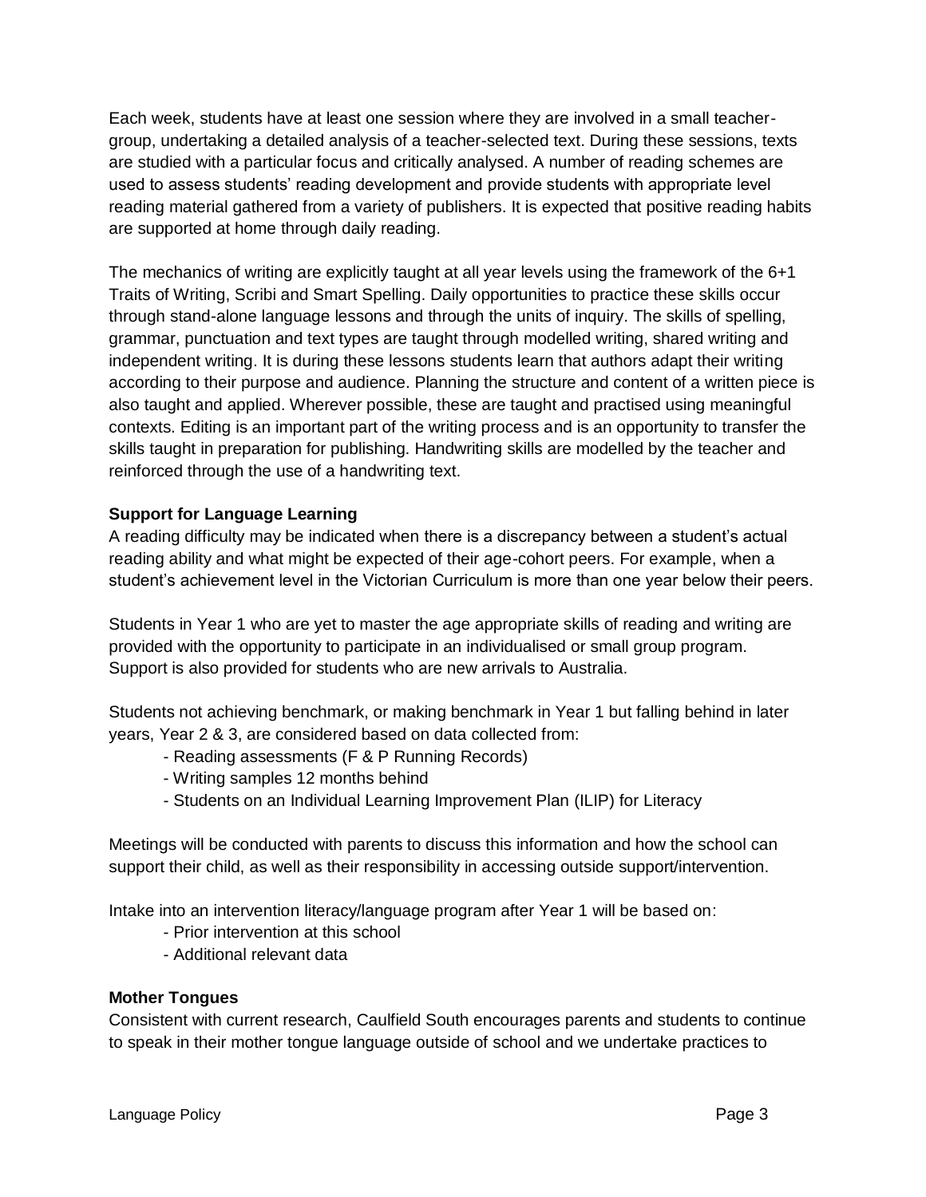Each week, students have at least one session where they are involved in a small teacher-group, undertaking a detailed analysis of a teacher-selected text. During these sessions, texts are studied with a particular focus and critically analysed. A number of reading schemes are used to assess students' reading development and provide students with appropriate level reading material gathered from a variety of publishers. It is expected that positive reading habits are supported at home through daily reading.

The mechanics of writing are explicitly taught at all year levels using the framework of the 6+1 Traits of Writing, Scribi and Smart Spelling. Daily opportunities to practice these skills occur through stand-alone language lessons and through the units of inquiry. The skills of spelling, grammar, punctuation and text types are taught through modelled writing, shared writing and independent writing. It is during these lessons students learn that authors adapt their writing according to their purpose and audience. Planning the structure and content of a written piece is also taught and applied. Wherever possible, these are taught and practised using meaningful contexts. Editing is an important part of the writing process and is an opportunity to transfer the skills taught in preparation for publishing. Handwriting skills are modelled by the teacher and reinforced through the use of a handwriting text.

**Support for Language Learning**

A reading difficulty may be indicated when there is a discrepancy between a student's actual reading ability and what might be expected of their age-cohort peers. For example, when a student's achievement level in the Victorian Curriculum is more than one year below their peers.

Students in Year 1 who are yet to master the age appropriate skills of reading and writing are provided with the opportunity to participate in an individualised or small group program. Support is also provided for students who are new arrivals to Australia.

Students not achieving benchmark, or making benchmark in Year 1 but falling behind in later years, Year 2 & 3, are considered based on data collected from:

- Reading assessments (F & P Running Records)
- Writing samples 12 months behind
- Students on an Individual Learning Improvement Plan (ILIP) for Literacy

Meetings will be conducted with parents to discuss this information and how the school can support their child, as well as their responsibility in accessing outside support/intervention.

Intake into an intervention literacy/language program after Year 1 will be based on:

- Prior intervention at this school
- Additional relevant data

**Mother Tongues**

Consistent with current research, Caulfield South encourages parents and students to continue to speak in their mother tongue language outside of school and we undertake practices to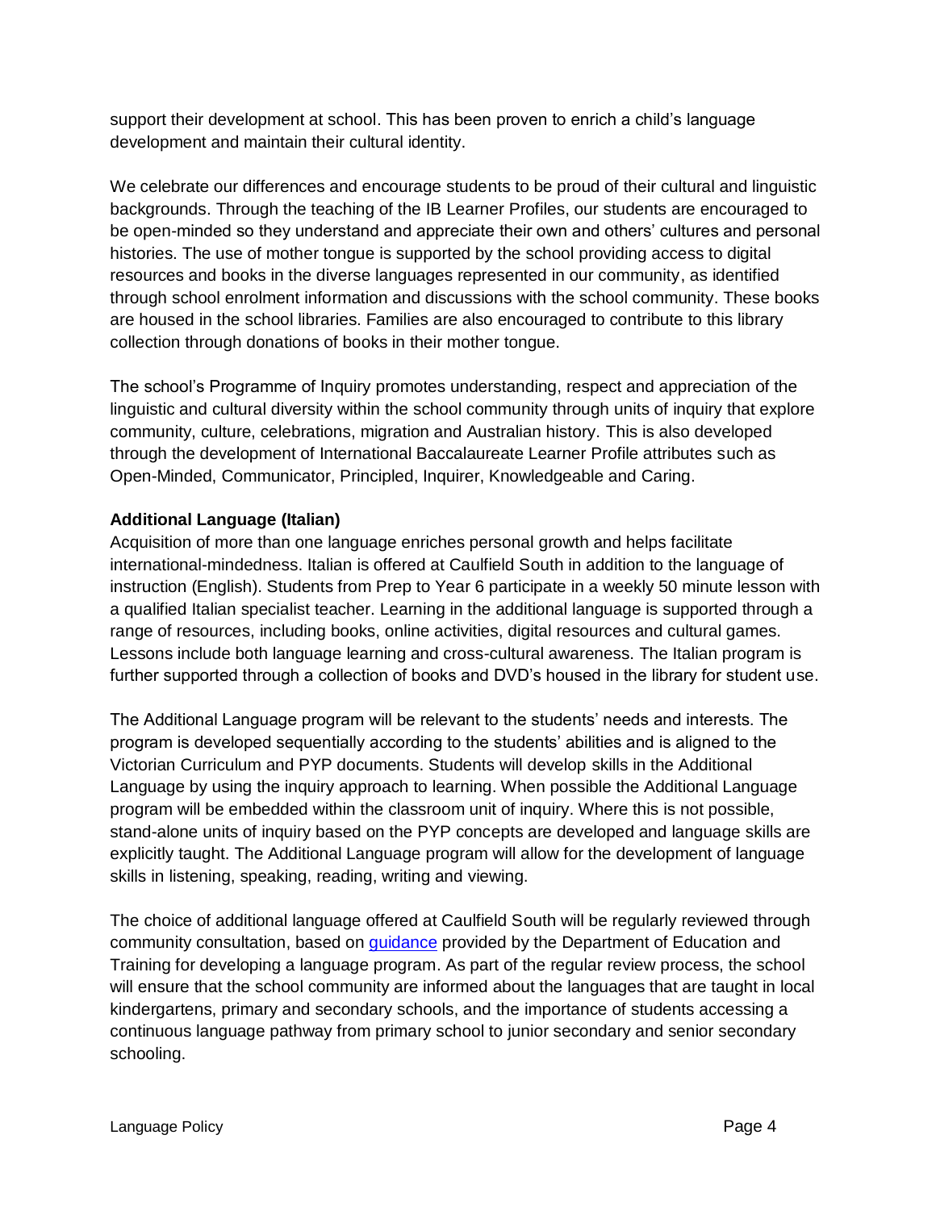support their development at school. This has been proven to enrich a child's language development and maintain their cultural identity.

We celebrate our differences and encourage students to be proud of their cultural and linguistic backgrounds. Through the teaching of the IB Learner Profiles, our students are encouraged to be open-minded so they understand and appreciate their own and others' cultures and personal histories. The use of mother tongue is supported by the school providing access to digital resources and books in the diverse languages represented in our community, as identified through school enrolment information and discussions with the school community. These books are housed in the school libraries. Families are also encouraged to contribute to this library collection through donations of books in their mother tongue.

The school's Programme of Inquiry promotes understanding, respect and appreciation of the linguistic and cultural diversity within the school community through units of inquiry that explore community, culture, celebrations, migration and Australian history. This is also developed through the development of International Baccalaureate Learner Profile attributes such as Open-Minded, Communicator, Principled, Inquirer, Knowledgeable and Caring.

**Additional Language (Italian)**

Acquisition of more than one language enriches personal growth and helps facilitate international-mindedness. Italian is offered at Caulfield South in addition to the language of instruction (English). Students from Prep to Year 6 participate in a weekly 50 minute lesson with a qualified Italian specialist teacher. Learning in the additional language is supported through a range of resources, including books, online activities, digital resources and cultural games. Lessons include both language learning and cross-cultural awareness. The Italian program is further supported through a collection of books and DVD's housed in the library for student use.

The Additional Language program will be relevant to the students' needs and interests. The program is developed sequentially according to the students' abilities and is aligned to the Victorian Curriculum and PYP documents. Students will develop skills in the Additional Language by using the inquiry approach to learning. When possible the Additional Language program will be embedded within the classroom unit of inquiry. Where this is not possible, stand-alone units of inquiry based on the PYP concepts are developed and language skills are explicitly taught. The Additional Language program will allow for the development of language skills in listening, speaking, reading, writing and viewing.

The choice of additional language offered at Caulfield South will be regularly reviewed through community consultation, based on guidance provided by the Department of Education and Training for developing a language program. As part of the regular review process, the school will ensure that the school community are informed about the languages that are taught in local kindergartens, primary and secondary schools, and the importance of students accessing a continuous language pathway from primary school to junior secondary and senior secondary schooling.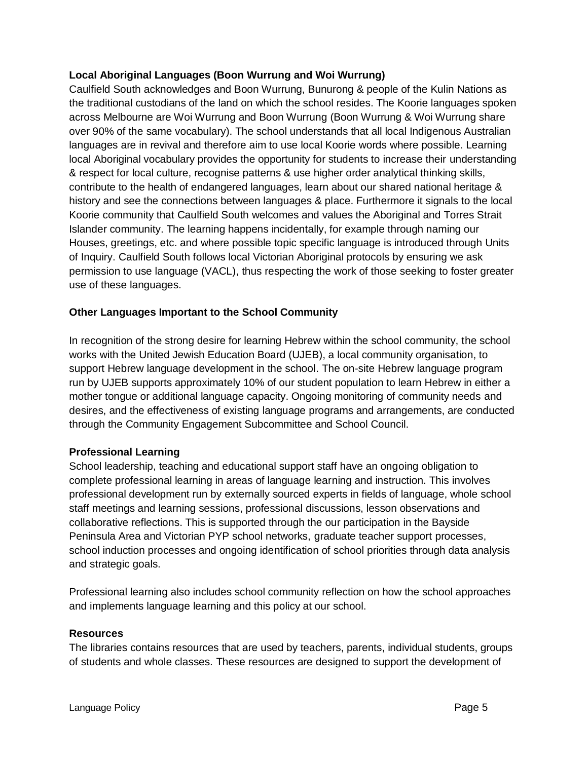**Local Aboriginal Languages (Boon Wurrung and Woi Wurrung)**

Caulfield South acknowledges and Boon Wurrung, Bunurong & people of the Kulin Nations as the traditional custodians of the land on which the school resides. The Koorie languages spoken across Melbourne are Woi Wurrung and Boon Wurrung (Boon Wurrung & Woi Wurrung share over 90% of the same vocabulary). The school understands that all local Indigenous Australian languages are in revival and therefore aim to use local Koorie words where possible. Learning local Aboriginal vocabulary provides the opportunity for students to increase their understanding & respect for local culture, recognise patterns & use higher order analytical thinking skills, contribute to the health of endangered languages, learn about our shared national heritage & history and see the connections between languages & place. Furthermore it signals to the local Koorie community that Caulfield South welcomes and values the Aboriginal and Torres Strait Islander community. The learning happens incidentally, for example through naming our Houses, greetings, etc. and where possible topic specific language is introduced through Units of Inquiry. Caulfield South follows local Victorian Aboriginal protocols by ensuring we ask permission to use language (VACL), thus respecting the work of those seeking to foster greater use of these languages.

**Other Languages Important to the School Community**

In recognition of the strong desire for learning Hebrew within the school community, the school works with the United Jewish Education Board (UJEB), a local community organisation, to support Hebrew language development in the school. The on-site Hebrew language program run by UJEB supports approximately 10% of our student population to learn Hebrew in either a mother tongue or additional language capacity. Ongoing monitoring of community needs and desires, and the effectiveness of existing language programs and arrangements, are conducted through the Community Engagement Subcommittee and School Council.

**Professional Learning**

School leadership, teaching and educational support staff have an ongoing obligation to complete professional learning in areas of language learning and instruction. This involves professional development run by externally sourced experts in fields of language, whole school staff meetings and learning sessions, professional discussions, lesson observations and collaborative reflections. This is supported through the our participation in the Bayside Peninsula Area and Victorian PYP school networks, graduate teacher support processes, school induction processes and ongoing identification of school priorities through data analysis and strategic goals.

Professional learning also includes school community reflection on how the school approaches and implements language learning and this policy at our school.

**Resources**

The libraries contains resources that are used by teachers, parents, individual students, groups of students and whole classes. These resources are designed to support the development of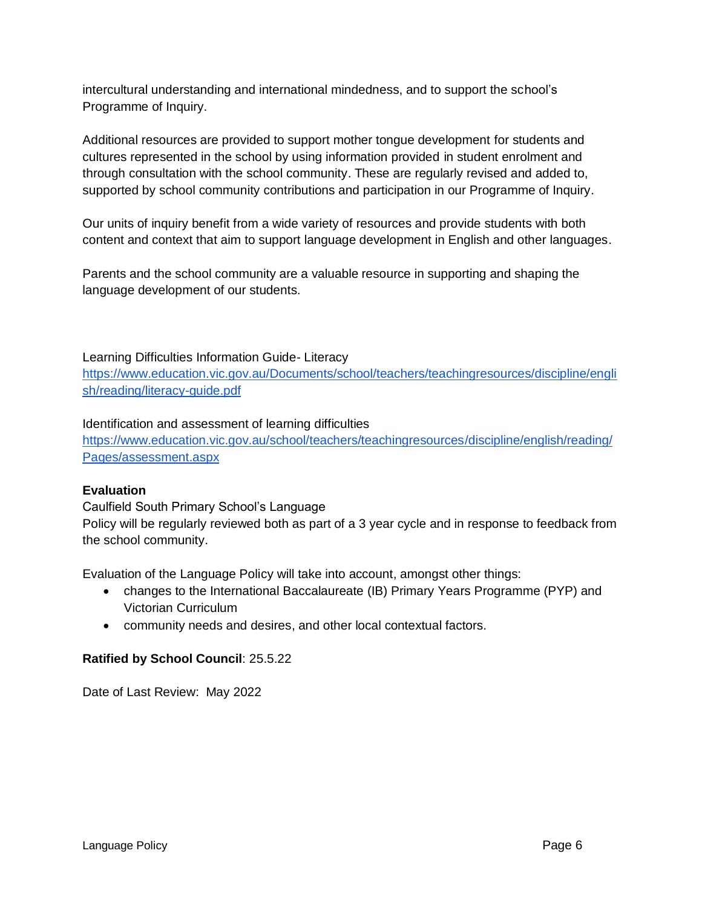intercultural understanding and international mindedness, and to support the school's Programme of Inquiry.

Additional resources are provided to support mother tongue development for students and cultures represented in the school by using information provided in student enrolment and through consultation with the school community. These are regularly revised and added to, supported by school community contributions and participation in our Programme of Inquiry.

Our units of inquiry benefit from a wide variety of resources and provide students with both content and context that aim to support language development in English and other languages.

Parents and the school community are a valuable resource in supporting and shaping the language development of our students.

Learning Difficulties Information Guide- Literacy
https://www.education.vic.gov.au/Documents/school/teachers/teachingresources/discipline/english/reading/literacy-guide.pdf

Identification and assessment of learning difficulties
https://www.education.vic.gov.au/school/teachers/teachingresources/discipline/english/reading/Pages/assessment.aspx

**Evaluation**

Caulfield South Primary School's Language
Policy will be regularly reviewed both as part of a 3 year cycle and in response to feedback from the school community.

Evaluation of the Language Policy will take into account, amongst other things:

- changes to the International Baccalaureate (IB) Primary Years Programme (PYP) and Victorian Curriculum
- community needs and desires, and other local contextual factors.

**Ratified by School Council**: 25.5.22

Date of Last Review: May 2022